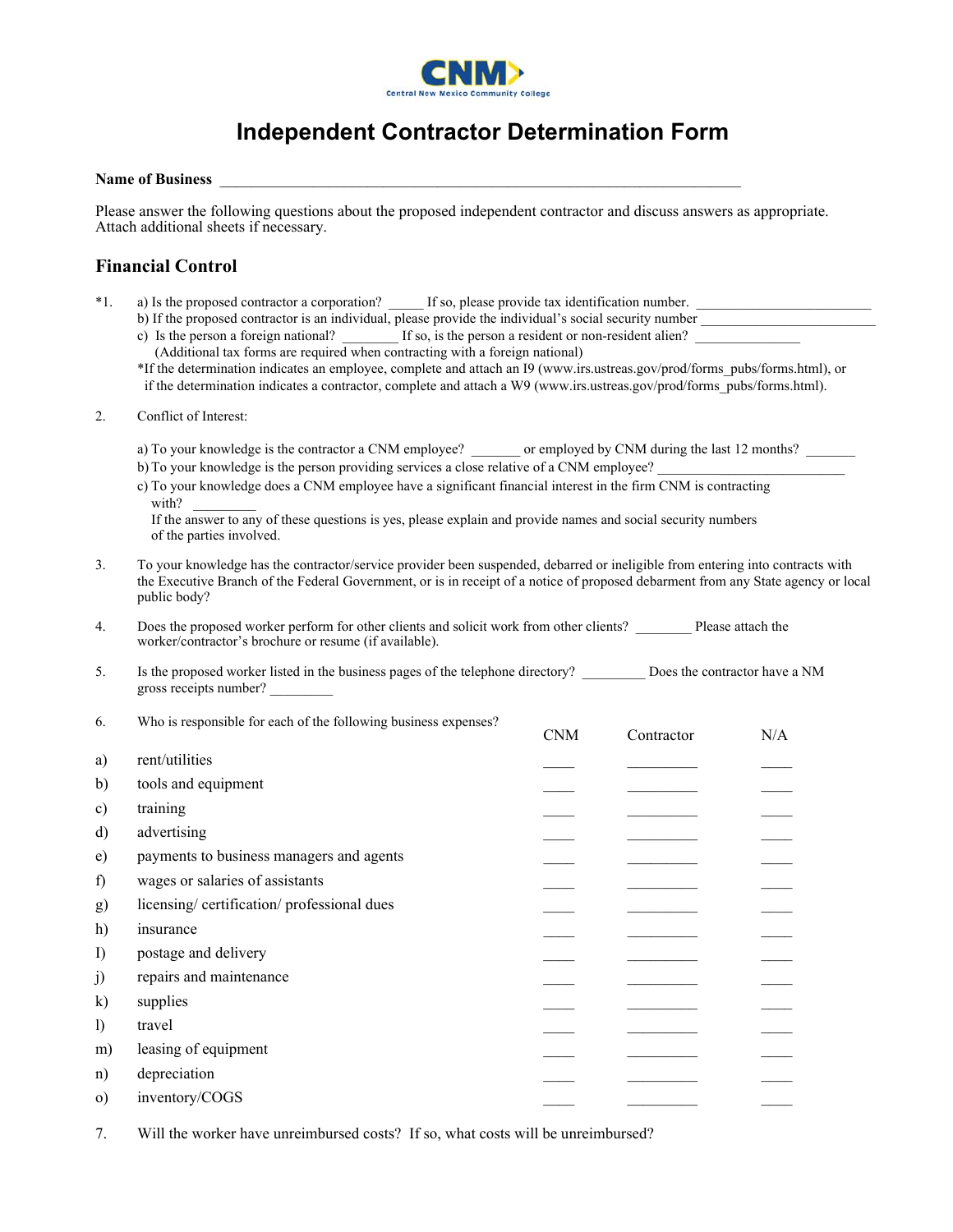CNM
Central New Mexico Community College

# Independent Contractor Determination Form

**Name of Business** ______________________________________________________________________

Please answer the following questions about the proposed independent contractor and discuss answers as appropriate. Attach additional sheets if necessary.

## Financial Control

*1. a) Is the proposed contractor a corporation? _____ If so, please provide tax identification number. ________________________

b) If the proposed contractor is an individual, please provide the individual's social security number ________________________

c) Is the person a foreign national? ________ If so, is the person a resident or non-resident alien? _______________

(Additional tax forms are required when contracting with a foreign national)

*If the determination indicates an employee, complete and attach an I9 (www.irs.ustreas.gov/prod/forms_pubs/forms.html), or if the determination indicates a contractor, complete and attach a W9 (www.irs.ustreas.gov/prod/forms_pubs/forms.html).

2. Conflict of Interest:

a) To your knowledge is the contractor a CNM employee? _______ or employed by CNM during the last 12 months? _______

b) To your knowledge is the person providing services a close relative of a CNM employee? ___________________________

c) To your knowledge does a CNM employee have a significant financial interest in the firm CNM is contracting with? _________

If the answer to any of these questions is yes, please explain and provide names and social security numbers of the parties involved.

3. To your knowledge has the contractor/service provider been suspended, debarred or ineligible from entering into contracts with the Executive Branch of the Federal Government, or is in receipt of a notice of proposed debarment from any State agency or local public body?

4. Does the proposed worker perform for other clients and solicit work from other clients? ________ Please attach the worker/contractor's brochure or resume (if available).

5. Is the proposed worker listed in the business pages of the telephone directory? _________ Does the contractor have a NM gross receipts number? _________

6. Who is responsible for each of the following business expenses?

| | | CNM | Contractor | N/A |
|---|---|---|---|---|
| a) | rent/utilities | ____ | _________ | ____ |
| b) | tools and equipment | ____ | _________ | ____ |
| c) | training | ____ | _________ | ____ |
| d) | advertising | ____ | _________ | ____ |
| e) | payments to business managers and agents | ____ | _________ | ____ |
| f) | wages or salaries of assistants | ____ | _________ | ____ |
| g) | licensing/ certification/ professional dues | ____ | _________ | ____ |
| h) | insurance | ____ | _________ | ____ |
| I) | postage and delivery | ____ | _________ | ____ |
| j) | repairs and maintenance | ____ | _________ | ____ |
| k) | supplies | ____ | _________ | ____ |
| l) | travel | ____ | _________ | ____ |
| m) | leasing of equipment | ____ | _________ | ____ |
| n) | depreciation | ____ | _________ | ____ |
| o) | inventory/COGS | ____ | _________ | ____ |

7. Will the worker have unreimbursed costs? If so, what costs will be unreimbursed?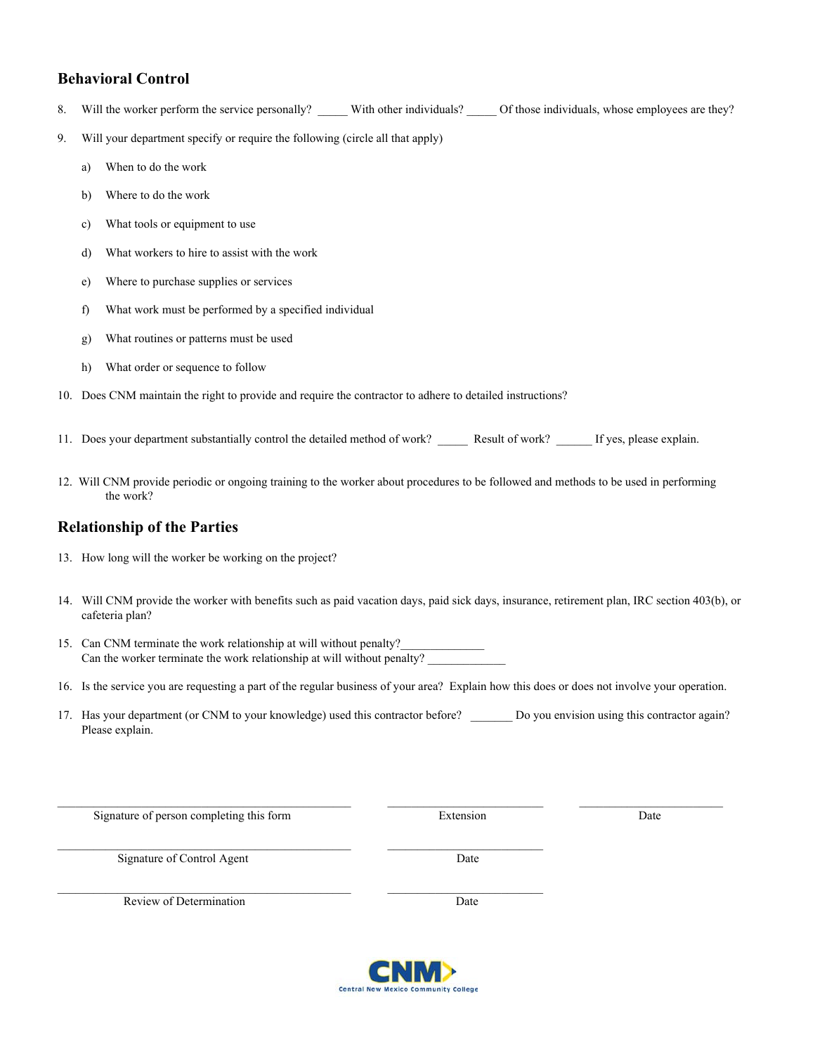## Behavioral Control

8. Will the worker perform the service personally? _____ With other individuals? _____ Of those individuals, whose employees are they?

9. Will your department specify or require the following (circle all that apply)

   a) When to do the work

   b) Where to do the work

   c) What tools or equipment to use

   d) What workers to hire to assist with the work

   e) Where to purchase supplies or services

   f) What work must be performed by a specified individual

   g) What routines or patterns must be used

   h) What order or sequence to follow

10. Does CNM maintain the right to provide and require the contractor to adhere to detailed instructions?

11. Does your department substantially control the detailed method of work? _____ Result of work? ______ If yes, please explain.

12. Will CNM provide periodic or ongoing training to the worker about procedures to be followed and methods to be used in performing the work?

## Relationship of the Parties

13. How long will the worker be working on the project?

14. Will CNM provide the worker with benefits such as paid vacation days, paid sick days, insurance, retirement plan, IRC section 403(b), or cafeteria plan?

15. Can CNM terminate the work relationship at will without penalty?______________
    Can the worker terminate the work relationship at will without penalty? _____________

16. Is the service you are requesting a part of the regular business of your area? Explain how this does or does not involve your operation.

17. Has your department (or CNM to your knowledge) used this contractor before? _______ Do you envision using this contractor again? Please explain.

| | | |
|---|---|---|
| Signature of person completing this form | Extension | Date |
| Signature of Control Agent | Date | |
| Review of Determination | Date | |

CNM
Central New Mexico Community College